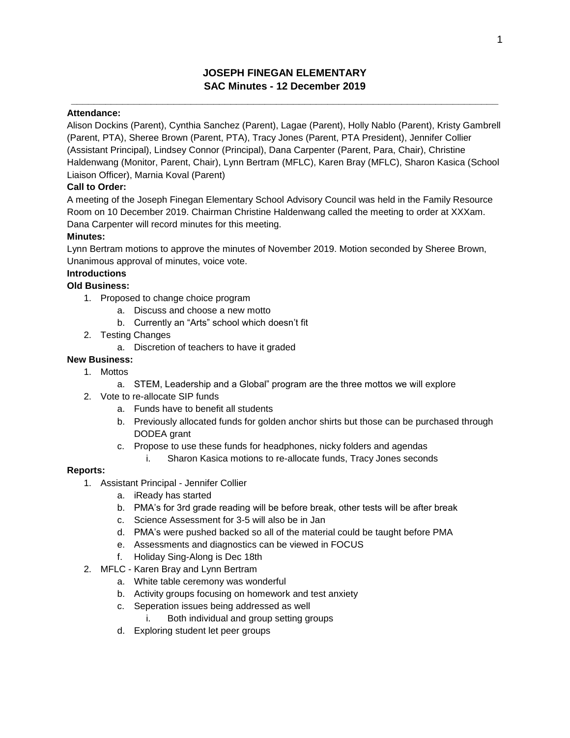# JOSEPH FINEGAN ELEMENTARY
## SAC Minutes - 12 December 2019

**Attendance:**
Alison Dockins (Parent), Cynthia Sanchez (Parent), Lagae (Parent), Holly Nablo (Parent), Kristy Gambrell (Parent, PTA), Sheree Brown (Parent, PTA), Tracy Jones (Parent, PTA President), Jennifer Collier (Assistant Principal), Lindsey Connor (Principal), Dana Carpenter (Parent, Para, Chair), Christine Haldenwang (Monitor, Parent, Chair), Lynn Bertram (MFLC), Karen Bray (MFLC), Sharon Kasica (School Liaison Officer), Marnia Koval (Parent)

**Call to Order:**
A meeting of the Joseph Finegan Elementary School Advisory Council was held in the Family Resource Room on 10 December 2019. Chairman Christine Haldenwang called the meeting to order at XXXam. Dana Carpenter will record minutes for this meeting.

**Minutes:**
Lynn Bertram motions to approve the minutes of November 2019. Motion seconded by Sheree Brown, Unanimous approval of minutes, voice vote.

**Introductions**

**Old Business:**

1. Proposed to change choice program
   a. Discuss and choose a new motto
   b. Currently an "Arts" school which doesn't fit
2. Testing Changes
   a. Discretion of teachers to have it graded

**New Business:**

1. Mottos
   a. STEM, Leadership and a Global" program are the three mottos we will explore
2. Vote to re-allocate SIP funds
   a. Funds have to benefit all students
   b. Previously allocated funds for golden anchor shirts but those can be purchased through DODEA grant
   c. Propose to use these funds for headphones, nicky folders and agendas
      i. Sharon Kasica motions to re-allocate funds, Tracy Jones seconds

**Reports:**

1. Assistant Principal - Jennifer Collier
   a. iReady has started
   b. PMA's for 3rd grade reading will be before break, other tests will be after break
   c. Science Assessment for 3-5 will also be in Jan
   d. PMA's were pushed backed so all of the material could be taught before PMA
   e. Assessments and diagnostics can be viewed in FOCUS
   f. Holiday Sing-Along is Dec 18th
2. MFLC - Karen Bray and Lynn Bertram
   a. White table ceremony was wonderful
   b. Activity groups focusing on homework and test anxiety
   c. Seperation issues being addressed as well
      i. Both individual and group setting groups
   d. Exploring student let peer groups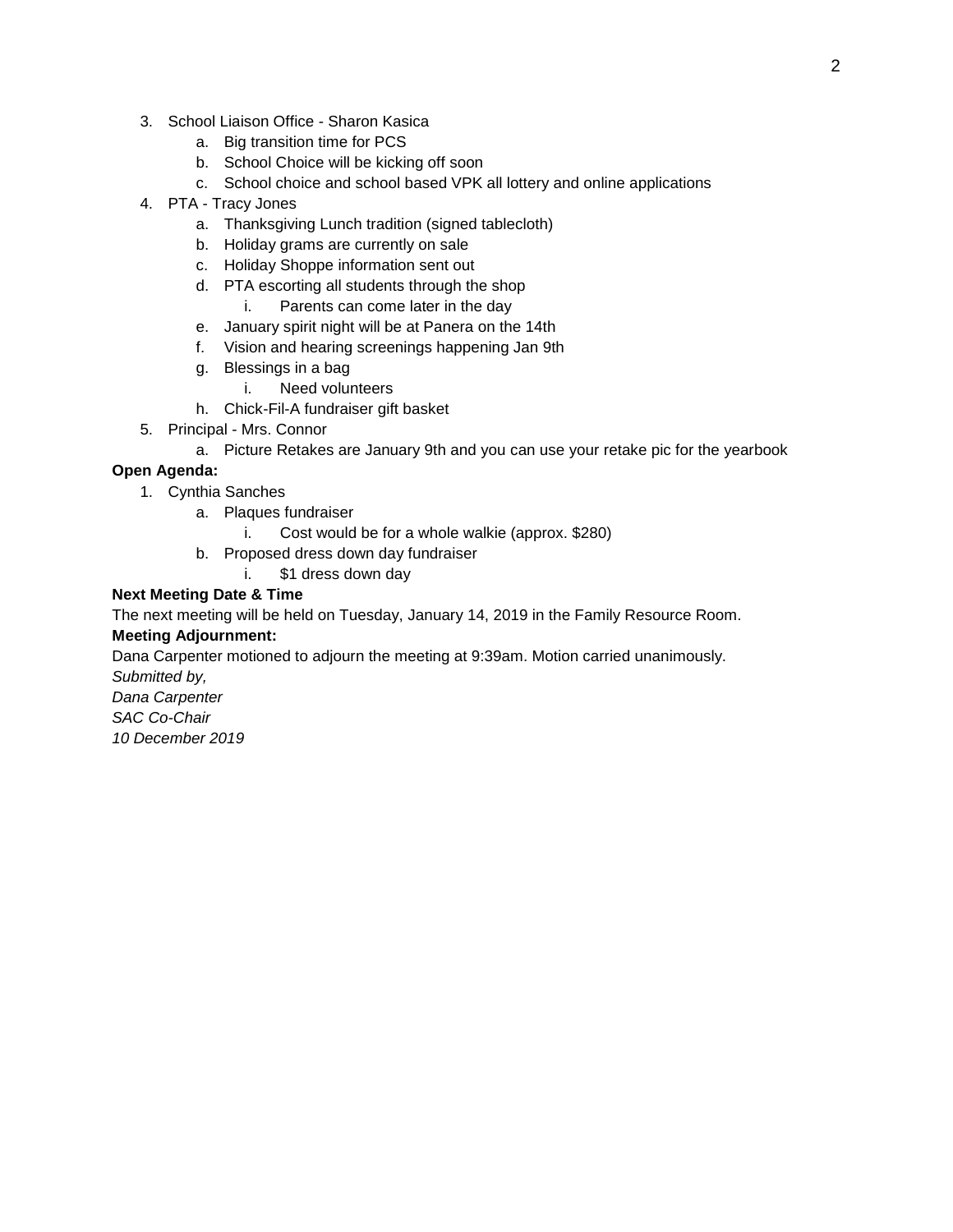3. School Liaison Office - Sharon Kasica
    a. Big transition time for PCS
    b. School Choice will be kicking off soon
    c. School choice and school based VPK all lottery and online applications
4. PTA - Tracy Jones
    a. Thanksgiving Lunch tradition (signed tablecloth)
    b. Holiday grams are currently on sale
    c. Holiday Shoppe information sent out
    d. PTA escorting all students through the shop
        i. Parents can come later in the day
    e. January spirit night will be at Panera on the 14th
    f. Vision and hearing screenings happening Jan 9th
    g. Blessings in a bag
        i. Need volunteers
    h. Chick-Fil-A fundraiser gift basket
5. Principal - Mrs. Connor
    a. Picture Retakes are January 9th and you can use your retake pic for the yearbook

**Open Agenda:**

1. Cynthia Sanches
    a. Plaques fundraiser
        i. Cost would be for a whole walkie (approx. $280)
    b. Proposed dress down day fundraiser
        i. $1 dress down day

**Next Meeting Date & Time**

The next meeting will be held on Tuesday, January 14, 2019 in the Family Resource Room.

**Meeting Adjournment:**

Dana Carpenter motioned to adjourn the meeting at 9:39am. Motion carried unanimously.

*Submitted by,*
*Dana Carpenter*
*SAC Co-Chair*
*10 December 2019*